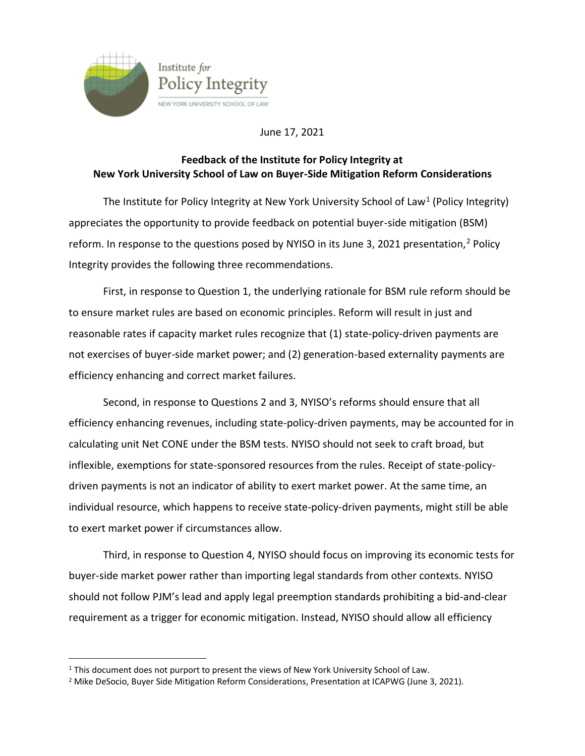June 17, 2021

**Feedback of the Institute for Policy Integrity at New York University School of Law on Buyer-Side Mitigation Reform Considerations**

The Institute for Policy Integrity at New York University School of Law[1] (Policy Integrity) appreciates the opportunity to provide feedback on potential buyer-side mitigation (BSM) reform. In response to the questions posed by NYISO in its June 3, 2021 presentation,[2] Policy Integrity provides the following three recommendations.

First, in response to Question 1, the underlying rationale for BSM rule reform should be to ensure market rules are based on economic principles. Reform will result in just and reasonable rates if capacity market rules recognize that (1) state-policy-driven payments are not exercises of buyer-side market power; and (2) generation-based externality payments are efficiency enhancing and correct market failures.

Second, in response to Questions 2 and 3, NYISO's reforms should ensure that all efficiency enhancing revenues, including state-policy-driven payments, may be accounted for in calculating unit Net CONE under the BSM tests. NYISO should not seek to craft broad, but inflexible, exemptions for state-sponsored resources from the rules. Receipt of state-policy-driven payments is not an indicator of ability to exert market power. At the same time, an individual resource, which happens to receive state-policy-driven payments, might still be able to exert market power if circumstances allow.

Third, in response to Question 4, NYISO should focus on improving its economic tests for buyer-side market power rather than importing legal standards from other contexts. NYISO should not follow PJM's lead and apply legal preemption standards prohibiting a bid-and-clear requirement as a trigger for economic mitigation. Instead, NYISO should allow all efficiency

---

[1] This document does not purport to present the views of New York University School of Law.

[2] Mike DeSocio, Buyer Side Mitigation Reform Considerations, Presentation at ICAPWG (June 3, 2021).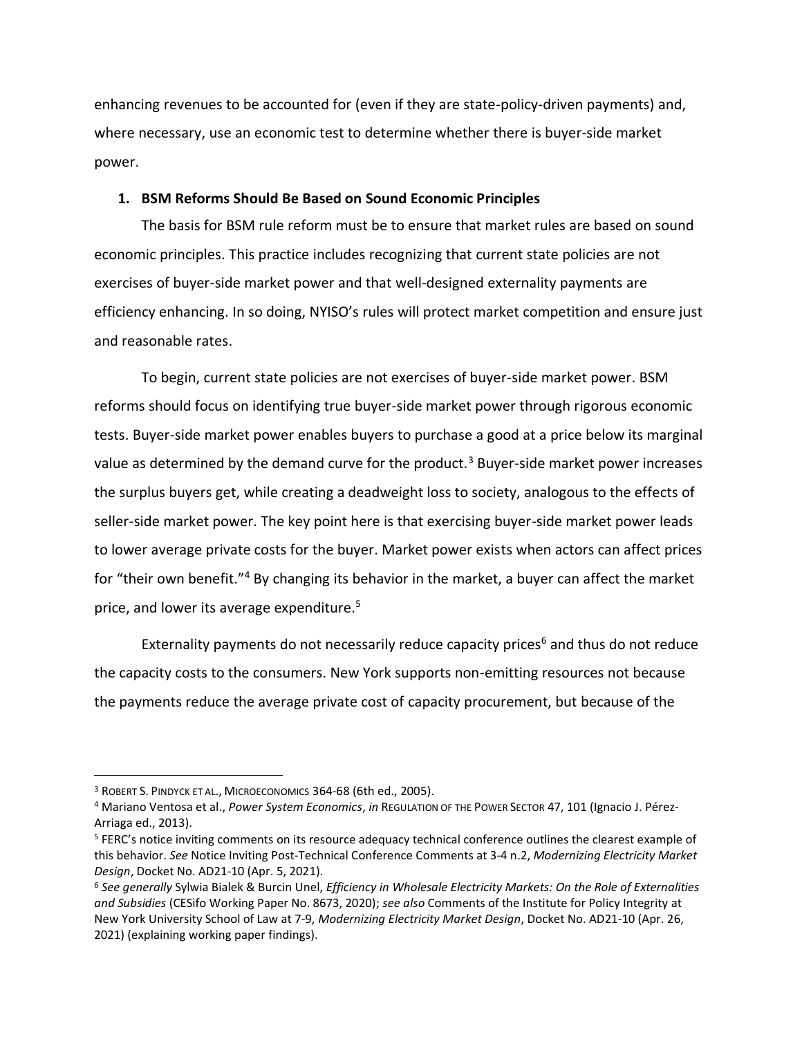enhancing revenues to be accounted for (even if they are state-policy-driven payments) and, where necessary, use an economic test to determine whether there is buyer-side market power.

**1. BSM Reforms Should Be Based on Sound Economic Principles**

The basis for BSM rule reform must be to ensure that market rules are based on sound economic principles. This practice includes recognizing that current state policies are not exercises of buyer-side market power and that well-designed externality payments are efficiency enhancing. In so doing, NYISO's rules will protect market competition and ensure just and reasonable rates.

To begin, current state policies are not exercises of buyer-side market power. BSM reforms should focus on identifying true buyer-side market power through rigorous economic tests. Buyer-side market power enables buyers to purchase a good at a price below its marginal value as determined by the demand curve for the product.[3] Buyer-side market power increases the surplus buyers get, while creating a deadweight loss to society, analogous to the effects of seller-side market power. The key point here is that exercising buyer-side market power leads to lower average private costs for the buyer. Market power exists when actors can affect prices for "their own benefit."[4] By changing its behavior in the market, a buyer can affect the market price, and lower its average expenditure.[5]

Externality payments do not necessarily reduce capacity prices[6] and thus do not reduce the capacity costs to the consumers. New York supports non-emitting resources not because the payments reduce the average private cost of capacity procurement, but because of the

---

[3] ROBERT S. PINDYCK ET AL., MICROECONOMICS 364-68 (6th ed., 2005).

[4] Mariano Ventosa et al., *Power System Economics*, *in* REGULATION OF THE POWER SECTOR 47, 101 (Ignacio J. Pérez-Arriaga ed., 2013).

[5] FERC's notice inviting comments on its resource adequacy technical conference outlines the clearest example of this behavior. *See* Notice Inviting Post-Technical Conference Comments at 3-4 n.2, *Modernizing Electricity Market Design*, Docket No. AD21-10 (Apr. 5, 2021).

[6] *See generally* Sylwia Bialek & Burcin Unel, *Efficiency in Wholesale Electricity Markets: On the Role of Externalities and Subsidies* (CESifo Working Paper No. 8673, 2020); *see also* Comments of the Institute for Policy Integrity at New York University School of Law at 7-9, *Modernizing Electricity Market Design*, Docket No. AD21-10 (Apr. 26, 2021) (explaining working paper findings).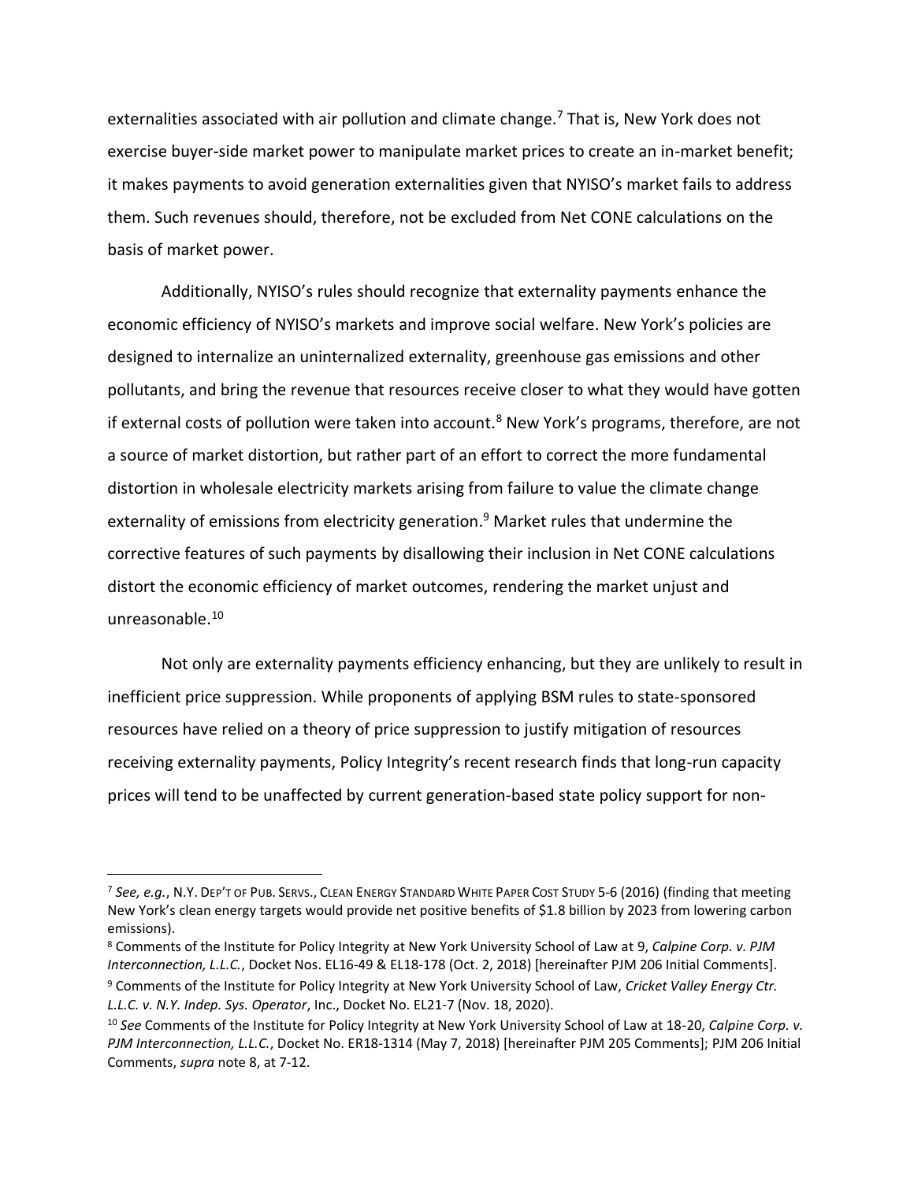externalities associated with air pollution and climate change.[7] That is, New York does not exercise buyer-side market power to manipulate market prices to create an in-market benefit; it makes payments to avoid generation externalities given that NYISO's market fails to address them. Such revenues should, therefore, not be excluded from Net CONE calculations on the basis of market power.

Additionally, NYISO's rules should recognize that externality payments enhance the economic efficiency of NYISO's markets and improve social welfare. New York's policies are designed to internalize an uninternalized externality, greenhouse gas emissions and other pollutants, and bring the revenue that resources receive closer to what they would have gotten if external costs of pollution were taken into account.[8] New York's programs, therefore, are not a source of market distortion, but rather part of an effort to correct the more fundamental distortion in wholesale electricity markets arising from failure to value the climate change externality of emissions from electricity generation.[9] Market rules that undermine the corrective features of such payments by disallowing their inclusion in Net CONE calculations distort the economic efficiency of market outcomes, rendering the market unjust and unreasonable.[10]

Not only are externality payments efficiency enhancing, but they are unlikely to result in inefficient price suppression. While proponents of applying BSM rules to state-sponsored resources have relied on a theory of price suppression to justify mitigation of resources receiving externality payments, Policy Integrity's recent research finds that long-run capacity prices will tend to be unaffected by current generation-based state policy support for non-

---

[7] *See, e.g.*, N.Y. DEP'T OF PUB. SERVS., CLEAN ENERGY STANDARD WHITE PAPER COST STUDY 5-6 (2016) (finding that meeting New York's clean energy targets would provide net positive benefits of $1.8 billion by 2023 from lowering carbon emissions).

[8] Comments of the Institute for Policy Integrity at New York University School of Law at 9, *Calpine Corp. v. PJM Interconnection, L.L.C.*, Docket Nos. EL16-49 & EL18-178 (Oct. 2, 2018) [hereinafter PJM 206 Initial Comments].

[9] Comments of the Institute for Policy Integrity at New York University School of Law, *Cricket Valley Energy Ctr. L.L.C. v. N.Y. Indep. Sys. Operator*, Inc., Docket No. EL21-7 (Nov. 18, 2020).

[10] *See* Comments of the Institute for Policy Integrity at New York University School of Law at 18-20, *Calpine Corp. v. PJM Interconnection, L.L.C.*, Docket No. ER18-1314 (May 7, 2018) [hereinafter PJM 205 Comments]; PJM 206 Initial Comments, *supra* note 8, at 7-12.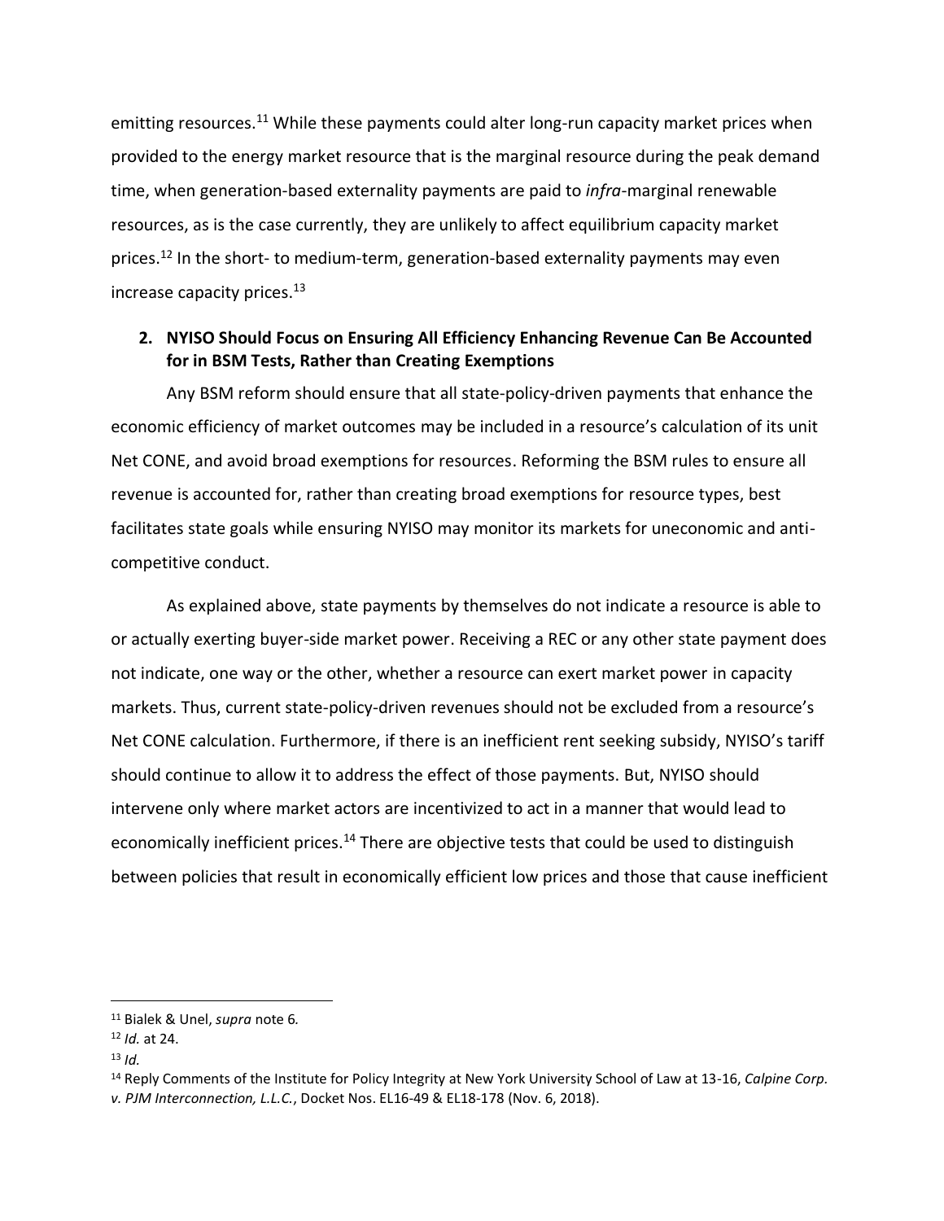emitting resources.[11] While these payments could alter long-run capacity market prices when provided to the energy market resource that is the marginal resource during the peak demand time, when generation-based externality payments are paid to *infra*-marginal renewable resources, as is the case currently, they are unlikely to affect equilibrium capacity market prices.[12] In the short- to medium-term, generation-based externality payments may even increase capacity prices.[13]

## 2. NYISO Should Focus on Ensuring All Efficiency Enhancing Revenue Can Be Accounted for in BSM Tests, Rather than Creating Exemptions

Any BSM reform should ensure that all state-policy-driven payments that enhance the economic efficiency of market outcomes may be included in a resource's calculation of its unit Net CONE, and avoid broad exemptions for resources. Reforming the BSM rules to ensure all revenue is accounted for, rather than creating broad exemptions for resource types, best facilitates state goals while ensuring NYISO may monitor its markets for uneconomic and anti-competitive conduct.

As explained above, state payments by themselves do not indicate a resource is able to or actually exerting buyer-side market power. Receiving a REC or any other state payment does not indicate, one way or the other, whether a resource can exert market power in capacity markets. Thus, current state-policy-driven revenues should not be excluded from a resource's Net CONE calculation. Furthermore, if there is an inefficient rent seeking subsidy, NYISO's tariff should continue to allow it to address the effect of those payments. But, NYISO should intervene only where market actors are incentivized to act in a manner that would lead to economically inefficient prices.[14] There are objective tests that could be used to distinguish between policies that result in economically efficient low prices and those that cause inefficient

---

[11] Bialek & Unel, *supra* note 6.

[12] *Id.* at 24.

[13] *Id.*

[14] Reply Comments of the Institute for Policy Integrity at New York University School of Law at 13-16, *Calpine Corp. v. PJM Interconnection, L.L.C.*, Docket Nos. EL16-49 & EL18-178 (Nov. 6, 2018).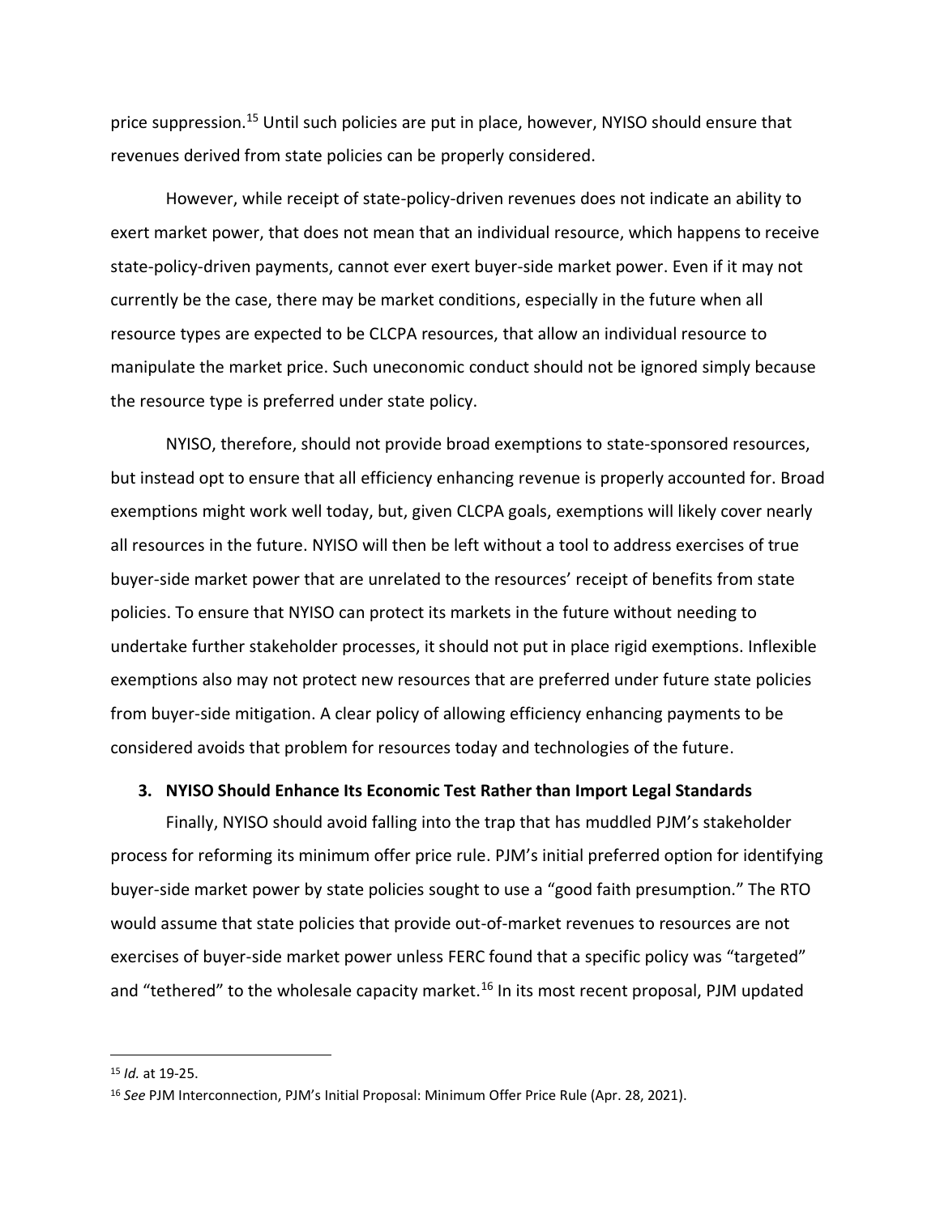price suppression.[15] Until such policies are put in place, however, NYISO should ensure that revenues derived from state policies can be properly considered.

However, while receipt of state-policy-driven revenues does not indicate an ability to exert market power, that does not mean that an individual resource, which happens to receive state-policy-driven payments, cannot ever exert buyer-side market power. Even if it may not currently be the case, there may be market conditions, especially in the future when all resource types are expected to be CLCPA resources, that allow an individual resource to manipulate the market price. Such uneconomic conduct should not be ignored simply because the resource type is preferred under state policy.

NYISO, therefore, should not provide broad exemptions to state-sponsored resources, but instead opt to ensure that all efficiency enhancing revenue is properly accounted for. Broad exemptions might work well today, but, given CLCPA goals, exemptions will likely cover nearly all resources in the future. NYISO will then be left without a tool to address exercises of true buyer-side market power that are unrelated to the resources' receipt of benefits from state policies. To ensure that NYISO can protect its markets in the future without needing to undertake further stakeholder processes, it should not put in place rigid exemptions. Inflexible exemptions also may not protect new resources that are preferred under future state policies from buyer-side mitigation. A clear policy of allowing efficiency enhancing payments to be considered avoids that problem for resources today and technologies of the future.

### 3. NYISO Should Enhance Its Economic Test Rather than Import Legal Standards

Finally, NYISO should avoid falling into the trap that has muddled PJM's stakeholder process for reforming its minimum offer price rule. PJM's initial preferred option for identifying buyer-side market power by state policies sought to use a "good faith presumption." The RTO would assume that state policies that provide out-of-market revenues to resources are not exercises of buyer-side market power unless FERC found that a specific policy was "targeted" and "tethered" to the wholesale capacity market.[16] In its most recent proposal, PJM updated

---

[15] *Id.* at 19-25.

[16] *See* PJM Interconnection, PJM's Initial Proposal: Minimum Offer Price Rule (Apr. 28, 2021).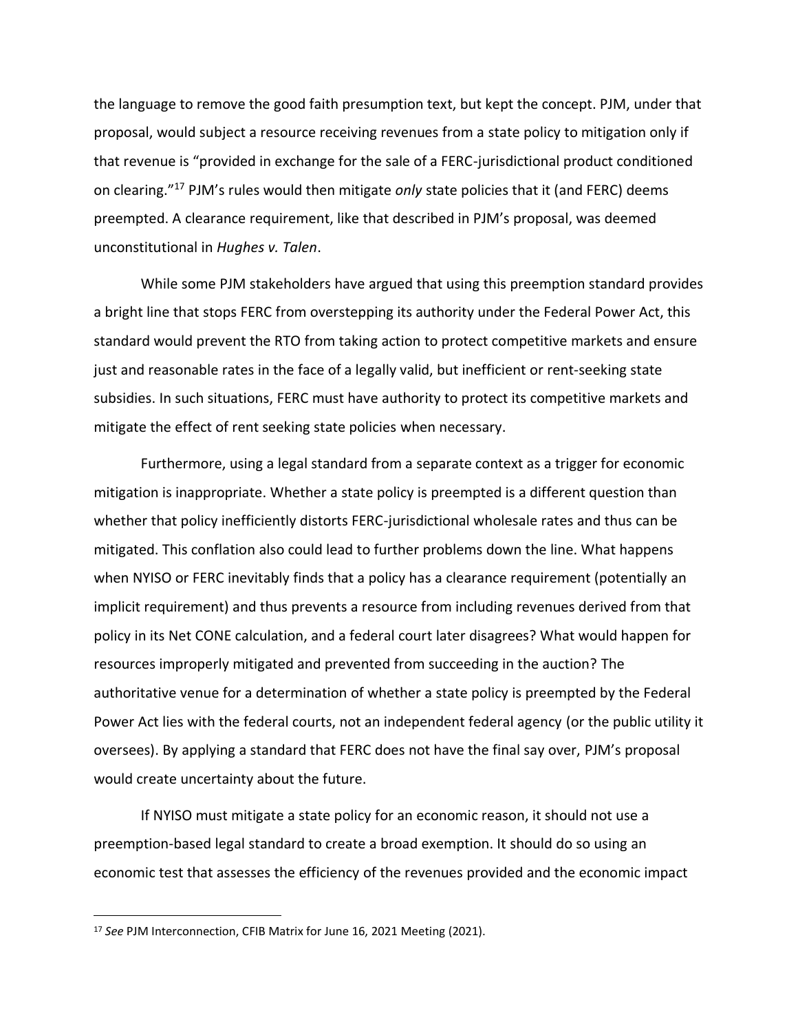the language to remove the good faith presumption text, but kept the concept. PJM, under that proposal, would subject a resource receiving revenues from a state policy to mitigation only if that revenue is "provided in exchange for the sale of a FERC-jurisdictional product conditioned on clearing."[17] PJM's rules would then mitigate *only* state policies that it (and FERC) deems preempted. A clearance requirement, like that described in PJM's proposal, was deemed unconstitutional in *Hughes v. Talen*.

While some PJM stakeholders have argued that using this preemption standard provides a bright line that stops FERC from overstepping its authority under the Federal Power Act, this standard would prevent the RTO from taking action to protect competitive markets and ensure just and reasonable rates in the face of a legally valid, but inefficient or rent-seeking state subsidies. In such situations, FERC must have authority to protect its competitive markets and mitigate the effect of rent seeking state policies when necessary.

Furthermore, using a legal standard from a separate context as a trigger for economic mitigation is inappropriate. Whether a state policy is preempted is a different question than whether that policy inefficiently distorts FERC-jurisdictional wholesale rates and thus can be mitigated. This conflation also could lead to further problems down the line. What happens when NYISO or FERC inevitably finds that a policy has a clearance requirement (potentially an implicit requirement) and thus prevents a resource from including revenues derived from that policy in its Net CONE calculation, and a federal court later disagrees? What would happen for resources improperly mitigated and prevented from succeeding in the auction? The authoritative venue for a determination of whether a state policy is preempted by the Federal Power Act lies with the federal courts, not an independent federal agency (or the public utility it oversees). By applying a standard that FERC does not have the final say over, PJM's proposal would create uncertainty about the future.

If NYISO must mitigate a state policy for an economic reason, it should not use a preemption-based legal standard to create a broad exemption. It should do so using an economic test that assesses the efficiency of the revenues provided and the economic impact

[17] *See* PJM Interconnection, CFIB Matrix for June 16, 2021 Meeting (2021).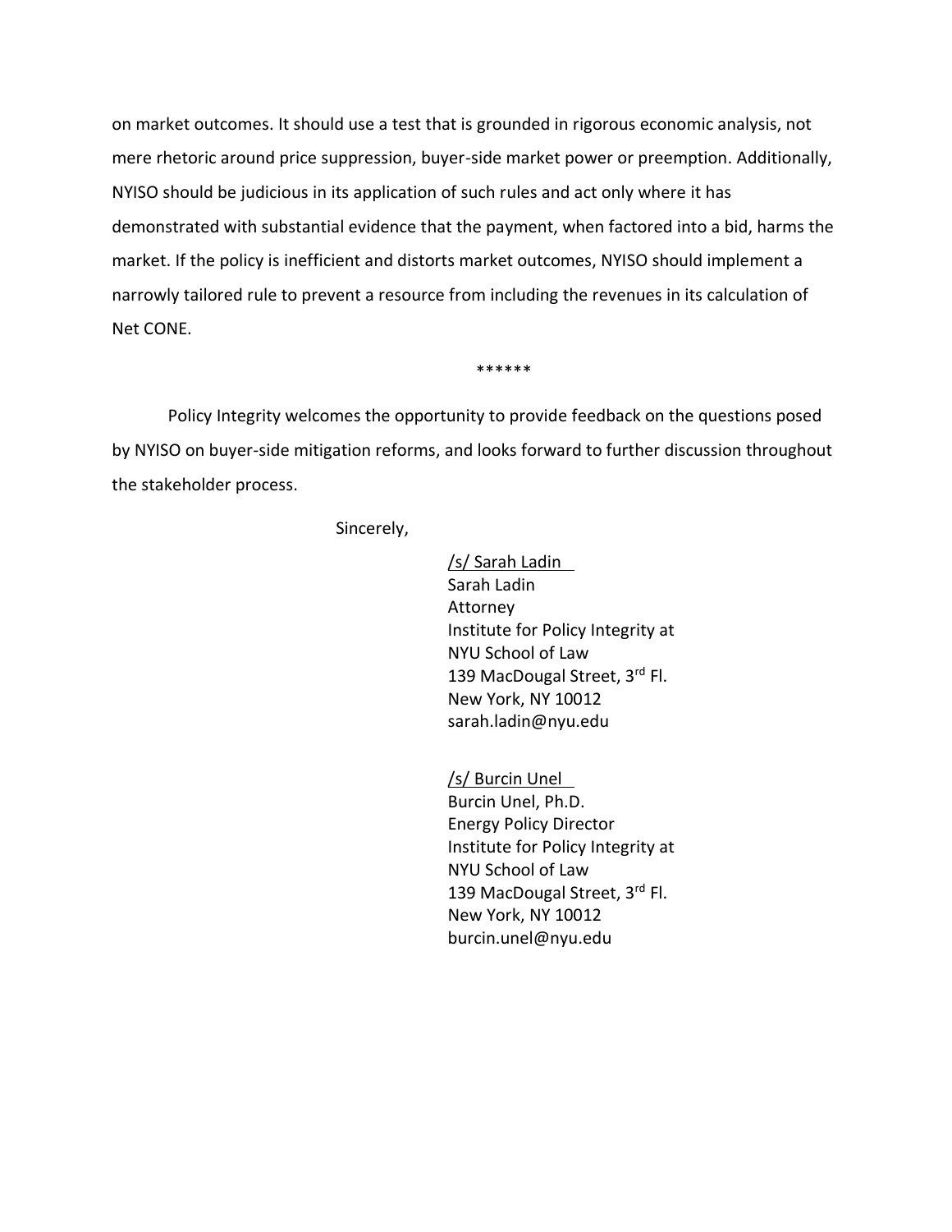on market outcomes. It should use a test that is grounded in rigorous economic analysis, not mere rhetoric around price suppression, buyer-side market power or preemption. Additionally, NYISO should be judicious in its application of such rules and act only where it has demonstrated with substantial evidence that the payment, when factored into a bid, harms the market. If the policy is inefficient and distorts market outcomes, NYISO should implement a narrowly tailored rule to prevent a resource from including the revenues in its calculation of Net CONE.

******

Policy Integrity welcomes the opportunity to provide feedback on the questions posed by NYISO on buyer-side mitigation reforms, and looks forward to further discussion throughout the stakeholder process.

Sincerely,

/s/ Sarah Ladin
Sarah Ladin
Attorney
Institute for Policy Integrity at
NYU School of Law
139 MacDougal Street, 3rd Fl.
New York, NY 10012
sarah.ladin@nyu.edu

/s/ Burcin Unel
Burcin Unel, Ph.D.
Energy Policy Director
Institute for Policy Integrity at
NYU School of Law
139 MacDougal Street, 3rd Fl.
New York, NY 10012
burcin.unel@nyu.edu